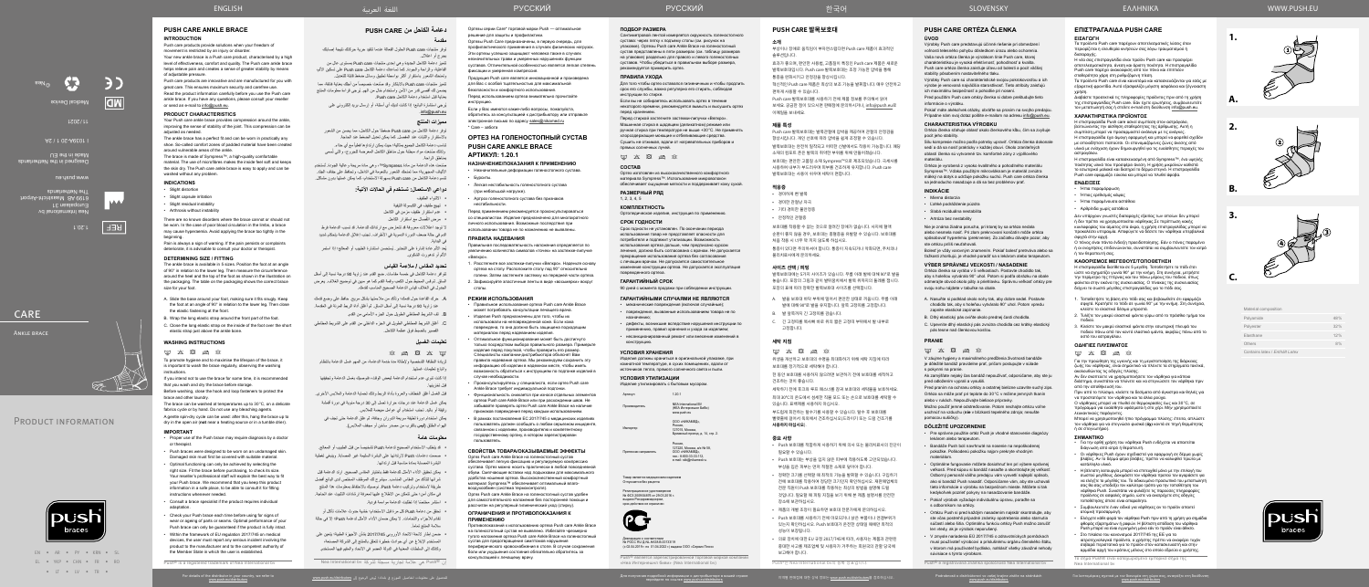CARE

ANKLE BRACE

PRODUCT INFORMATION

Nea International bv
Europalaan 31
6199 AB Maastricht-Airport
The Netherlands
www.push.eu

Made in the EU

Medical Device

# PUSH CARE ANKLE BRACE

## INTRODUCTION

## PRODUCT CHARACTERISTICS

## INDICATIONS

## DETERMINING SIZE / FITTING

## WASHING INSTRUCTIONS

## IMPORTANT

# دعامة الكاحل من PUSH CARE

# ОРТЕЗ НА ГОЛЕНОСТОПНЫЙ СУСТАВ PUSH CARE ANKLE BRACE

# PUSH CARE 발목보호대

# PUSH CARE ORTÉZA ČLENKA

# ΕΠΙΣΤΡΑΓΓΑΛΙΑ PUSH CARE

| Material composition | |
|---|---|
| Polyamide | 46% |
| Polyester | 32% |
| Elastane | 12% |
| Others | 0% |
| Contains latex / Enthält Latex | |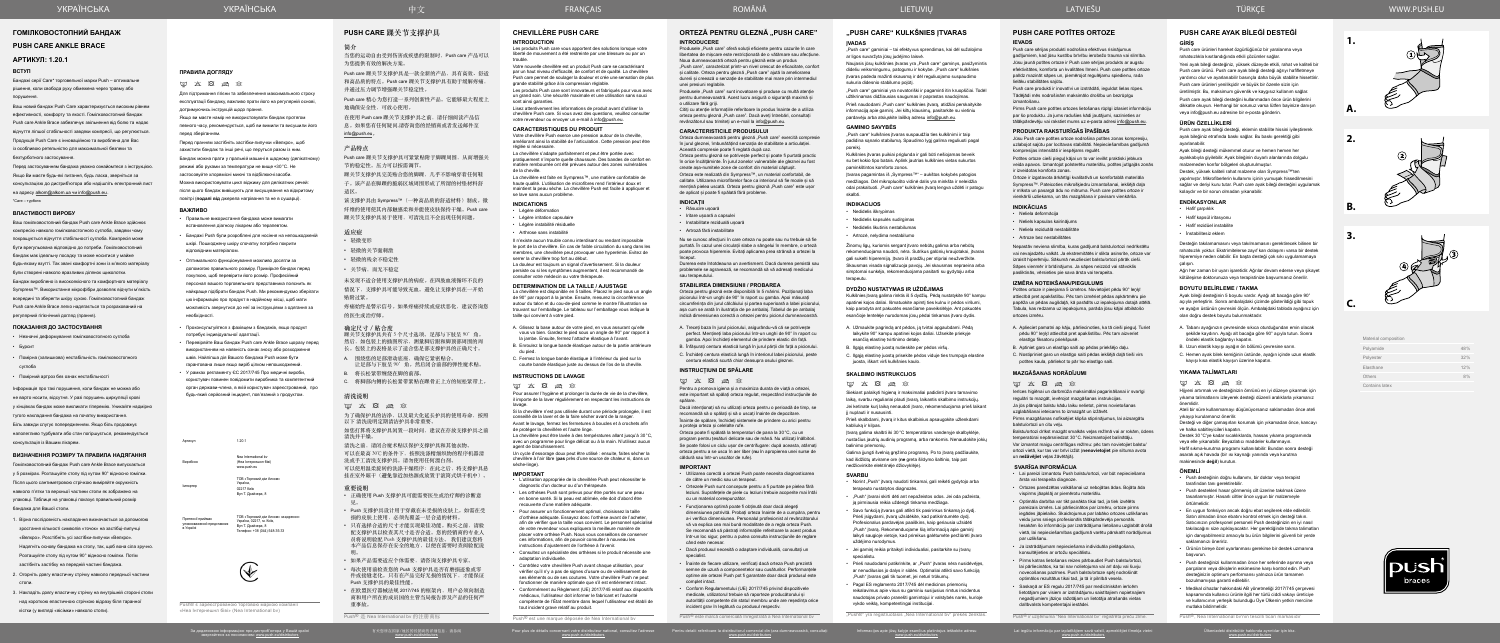# ГОМІЛКОВОСТОПНИЙ БАНДАЖ

## PUSH CARE ANKLE BRACE

**АРТИКУЛ: 1.20.1**

### ВСТУП

### ВЛАСТИВОСТІ ВИРОБУ

### ПОКАЗАННЯ ДО ЗАСТОСУВАННЯ

### ВИЗНАЧЕННЯ РОЗМІРУ ТА ПРАВИЛА НАДЯГАННЯ

### ПРАВИЛА ДОГЛЯДУ

### ВАЖЛИВО

# PUSH CARE 踝关节支撑护具

### 简介

### 产品特点

### 适应症

### 确定尺寸/调整

### 请洗说明

### 重要提醒

# CHEVILLÈRE PUSH CARE

### INTRODUCTION

### CARACTÉRISTIQUES DU PRODUIT

### INDICATIONS

### DÉTERMINATION DE LA TAILLE / AJUSTAGE

### INSTRUCTIONS DE LAVAGE

### IMPORTANT

# ORTEZĂ PENTRU GLEZNĂ „PUSH CARE"

### INTRODUCERE

### CARACTERISTICILE PRODUSULUI

### INDICAȚII

### STABILIREA DIMENSIUNII / POTRIVIREA

### INSTRUCȚIUNI DE SPĂLARE

### IMPORTANT

# „PUSH CARE" KULKŠNIES ĮTVARAS

### ĮVADAS

### GAMINIO SAVYBĖS

### INDIKACIJOS

### DYDŽIO NUSTATYMAS IR UŽDĖJIMAS

### SKALBIMO INSTRUKCIJOS

### SVARBU

# PUSH CARE POTĪTES ORTOZE

### IEVADS

### PRODUKTA RAKSTURĪGĀS PAZĪMES

### INDIKĀCIJAS

### IZMĒRA NOTEIKŠANA/PIEGULŠANA

### MAZGĀŠANAS NORĀDĪJUMI

### SVARĪGA INFORMĀCIJA

# PUSH CARE AYAK BİLEĞİ DESTEĞİ

### GİRİŞ

### ÜRÜN ÖZELLİKLERİ

### ENDİKASYONLAR

### BOYUTU BELİRLEME / TAKMA

### YIKAMA TALİMATLARI

### ÖNEMLİ

| Material composition | |
| --- | --- |
| Polyamide | 46% |
| Polyester | 32% |
| Elastane | 12% |
| Others | 10% |
| Contains latex | |